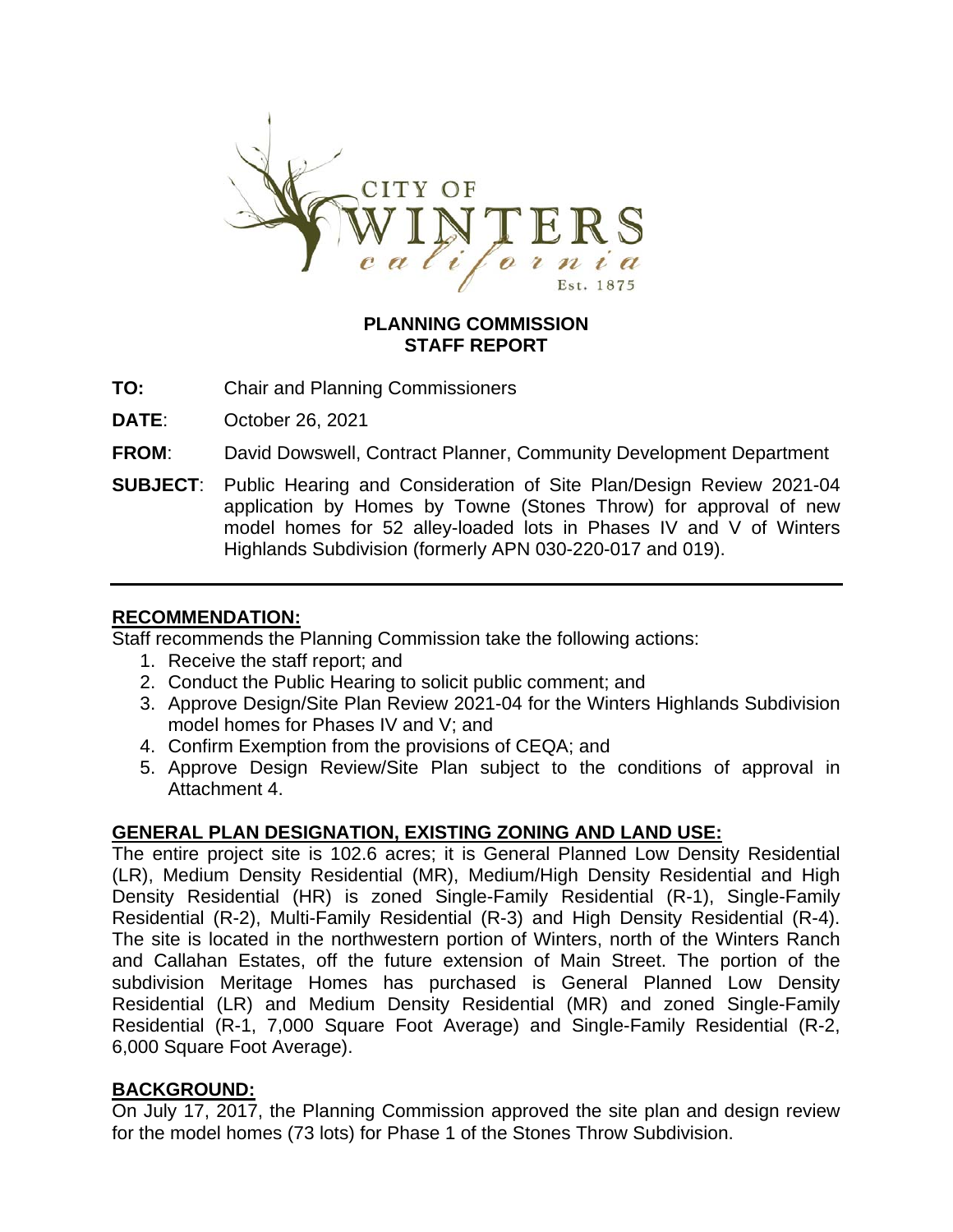CITY OF WINTERS california Est. 1875

**PLANNING COMMISSION STAFF REPORT**

**TO:** Chair and Planning Commissioners

**DATE**: October 26, 2021

**FROM**: David Dowswell, Contract Planner, Community Development Department

**SUBJECT**: Public Hearing and Consideration of Site Plan/Design Review 2021-04 application by Homes by Towne (Stones Throw) for approval of new model homes for 52 alley-loaded lots in Phases IV and V of Winters Highlands Subdivision (formerly APN 030-220-017 and 019).

---

## RECOMMENDATION:

Staff recommends the Planning Commission take the following actions:

1. Receive the staff report; and
2. Conduct the Public Hearing to solicit public comment; and
3. Approve Design/Site Plan Review 2021-04 for the Winters Highlands Subdivision model homes for Phases IV and V; and
4. Confirm Exemption from the provisions of CEQA; and
5. Approve Design Review/Site Plan subject to the conditions of approval in Attachment 4.

## GENERAL PLAN DESIGNATION, EXISTING ZONING AND LAND USE:

The entire project site is 102.6 acres; it is General Planned Low Density Residential (LR), Medium Density Residential (MR), Medium/High Density Residential and High Density Residential (HR) is zoned Single-Family Residential (R-1), Single-Family Residential (R-2), Multi-Family Residential (R-3) and High Density Residential (R-4). The site is located in the northwestern portion of Winters, north of the Winters Ranch and Callahan Estates, off the future extension of Main Street. The portion of the subdivision Meritage Homes has purchased is General Planned Low Density Residential (LR) and Medium Density Residential (MR) and zoned Single-Family Residential (R-1, 7,000 Square Foot Average) and Single-Family Residential (R-2, 6,000 Square Foot Average).

## BACKGROUND:

On July 17, 2017, the Planning Commission approved the site plan and design review for the model homes (73 lots) for Phase 1 of the Stones Throw Subdivision.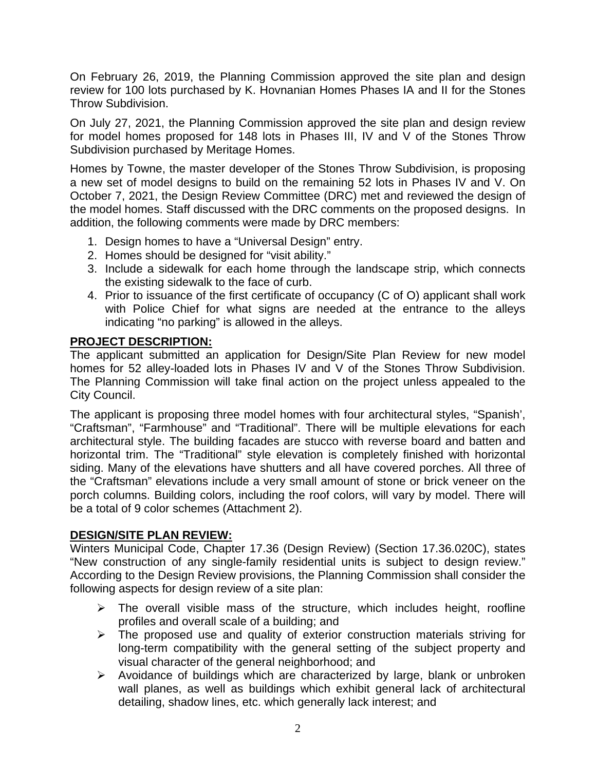On February 26, 2019, the Planning Commission approved the site plan and design review for 100 lots purchased by K. Hovnanian Homes Phases IA and II for the Stones Throw Subdivision.

On July 27, 2021, the Planning Commission approved the site plan and design review for model homes proposed for 148 lots in Phases III, IV and V of the Stones Throw Subdivision purchased by Meritage Homes.

Homes by Towne, the master developer of the Stones Throw Subdivision, is proposing a new set of model designs to build on the remaining 52 lots in Phases IV and V. On October 7, 2021, the Design Review Committee (DRC) met and reviewed the design of the model homes. Staff discussed with the DRC comments on the proposed designs. In addition, the following comments were made by DRC members:

1. Design homes to have a "Universal Design" entry.
2. Homes should be designed for "visit ability."
3. Include a sidewalk for each home through the landscape strip, which connects the existing sidewalk to the face of curb.
4. Prior to issuance of the first certificate of occupancy (C of O) applicant shall work with Police Chief for what signs are needed at the entrance to the alleys indicating "no parking" is allowed in the alleys.

**PROJECT DESCRIPTION:**

The applicant submitted an application for Design/Site Plan Review for new model homes for 52 alley-loaded lots in Phases IV and V of the Stones Throw Subdivision. The Planning Commission will take final action on the project unless appealed to the City Council.

The applicant is proposing three model homes with four architectural styles, "Spanish', "Craftsman", "Farmhouse" and "Traditional". There will be multiple elevations for each architectural style. The building facades are stucco with reverse board and batten and horizontal trim. The "Traditional" style elevation is completely finished with horizontal siding. Many of the elevations have shutters and all have covered porches. All three of the "Craftsman" elevations include a very small amount of stone or brick veneer on the porch columns. Building colors, including the roof colors, will vary by model. There will be a total of 9 color schemes (Attachment 2).

**DESIGN/SITE PLAN REVIEW:**

Winters Municipal Code, Chapter 17.36 (Design Review) (Section 17.36.020C), states "New construction of any single-family residential units is subject to design review." According to the Design Review provisions, the Planning Commission shall consider the following aspects for design review of a site plan:

- The overall visible mass of the structure, which includes height, roofline profiles and overall scale of a building; and
- The proposed use and quality of exterior construction materials striving for long-term compatibility with the general setting of the subject property and visual character of the general neighborhood; and
- Avoidance of buildings which are characterized by large, blank or unbroken wall planes, as well as buildings which exhibit general lack of architectural detailing, shadow lines, etc. which generally lack interest; and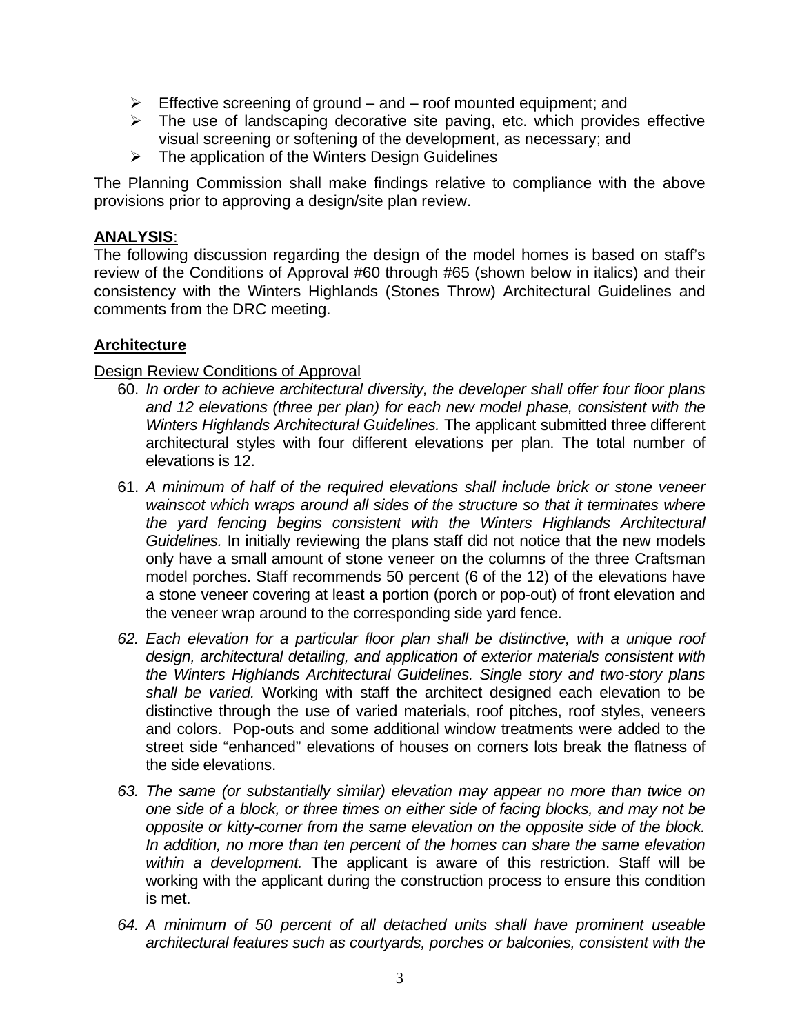- Effective screening of ground – and – roof mounted equipment; and
- The use of landscaping decorative site paving, etc. which provides effective visual screening or softening of the development, as necessary; and
- The application of the Winters Design Guidelines

The Planning Commission shall make findings relative to compliance with the above provisions prior to approving a design/site plan review.

**ANALYSIS**:

The following discussion regarding the design of the model homes is based on staff's review of the Conditions of Approval #60 through #65 (shown below in italics) and their consistency with the Winters Highlands (Stones Throw) Architectural Guidelines and comments from the DRC meeting.

**Architecture**

Design Review Conditions of Approval

60. *In order to achieve architectural diversity, the developer shall offer four floor plans and 12 elevations (three per plan) for each new model phase, consistent with the Winters Highlands Architectural Guidelines.* The applicant submitted three different architectural styles with four different elevations per plan. The total number of elevations is 12.

61. *A minimum of half of the required elevations shall include brick or stone veneer wainscot which wraps around all sides of the structure so that it terminates where the yard fencing begins consistent with the Winters Highlands Architectural Guidelines.* In initially reviewing the plans staff did not notice that the new models only have a small amount of stone veneer on the columns of the three Craftsman model porches. Staff recommends 50 percent (6 of the 12) of the elevations have a stone veneer covering at least a portion (porch or pop-out) of front elevation and the veneer wrap around to the corresponding side yard fence.

62. *Each elevation for a particular floor plan shall be distinctive, with a unique roof design, architectural detailing, and application of exterior materials consistent with the Winters Highlands Architectural Guidelines. Single story and two-story plans shall be varied.* Working with staff the architect designed each elevation to be distinctive through the use of varied materials, roof pitches, roof styles, veneers and colors. Pop-outs and some additional window treatments were added to the street side "enhanced" elevations of houses on corners lots break the flatness of the side elevations.

63. *The same (or substantially similar) elevation may appear no more than twice on one side of a block, or three times on either side of facing blocks, and may not be opposite or kitty-corner from the same elevation on the opposite side of the block. In addition, no more than ten percent of the homes can share the same elevation within a development.* The applicant is aware of this restriction. Staff will be working with the applicant during the construction process to ensure this condition is met.

64. *A minimum of 50 percent of all detached units shall have prominent useable architectural features such as courtyards, porches or balconies, consistent with the*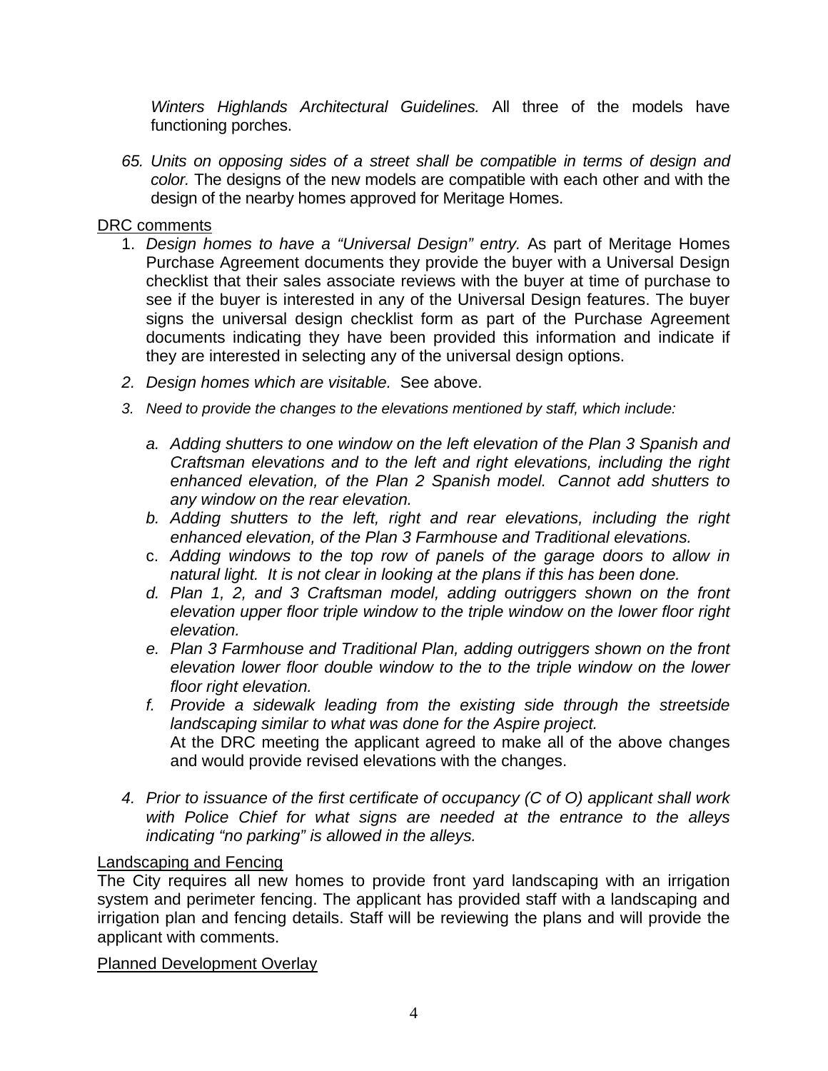*Winters Highlands Architectural Guidelines.* All three of the models have functioning porches.

65. *Units on opposing sides of a street shall be compatible in terms of design and color.* The designs of the new models are compatible with each other and with the design of the nearby homes approved for Meritage Homes.

<u>DRC comments</u>

1. *Design homes to have a "Universal Design" entry.* As part of Meritage Homes Purchase Agreement documents they provide the buyer with a Universal Design checklist that their sales associate reviews with the buyer at time of purchase to see if the buyer is interested in any of the Universal Design features. The buyer signs the universal design checklist form as part of the Purchase Agreement documents indicating they have been provided this information and indicate if they are interested in selecting any of the universal design options.
2. *Design homes which are visitable.* See above.
3. *Need to provide the changes to the elevations mentioned by staff, which include:*
   a. *Adding shutters to one window on the left elevation of the Plan 3 Spanish and Craftsman elevations and to the left and right elevations, including the right enhanced elevation, of the Plan 2 Spanish model. Cannot add shutters to any window on the rear elevation.*
   b. *Adding shutters to the left, right and rear elevations, including the right enhanced elevation, of the Plan 3 Farmhouse and Traditional elevations.*
   c. *Adding windows to the top row of panels of the garage doors to allow in natural light. It is not clear in looking at the plans if this has been done.*
   d. *Plan 1, 2, and 3 Craftsman model, adding outriggers shown on the front elevation upper floor triple window to the triple window on the lower floor right elevation.*
   e. *Plan 3 Farmhouse and Traditional Plan, adding outriggers shown on the front elevation lower floor double window to the to the triple window on the lower floor right elevation.*
   f. *Provide a sidewalk leading from the existing side through the streetside landscaping similar to what was done for the Aspire project.*
   At the DRC meeting the applicant agreed to make all of the above changes and would provide revised elevations with the changes.
4. *Prior to issuance of the first certificate of occupancy (C of O) applicant shall work with Police Chief for what signs are needed at the entrance to the alleys indicating "no parking" is allowed in the alleys.*

<u>Landscaping and Fencing</u>

The City requires all new homes to provide front yard landscaping with an irrigation system and perimeter fencing. The applicant has provided staff with a landscaping and irrigation plan and fencing details. Staff will be reviewing the plans and will provide the applicant with comments.

<u>Planned Development Overlay</u>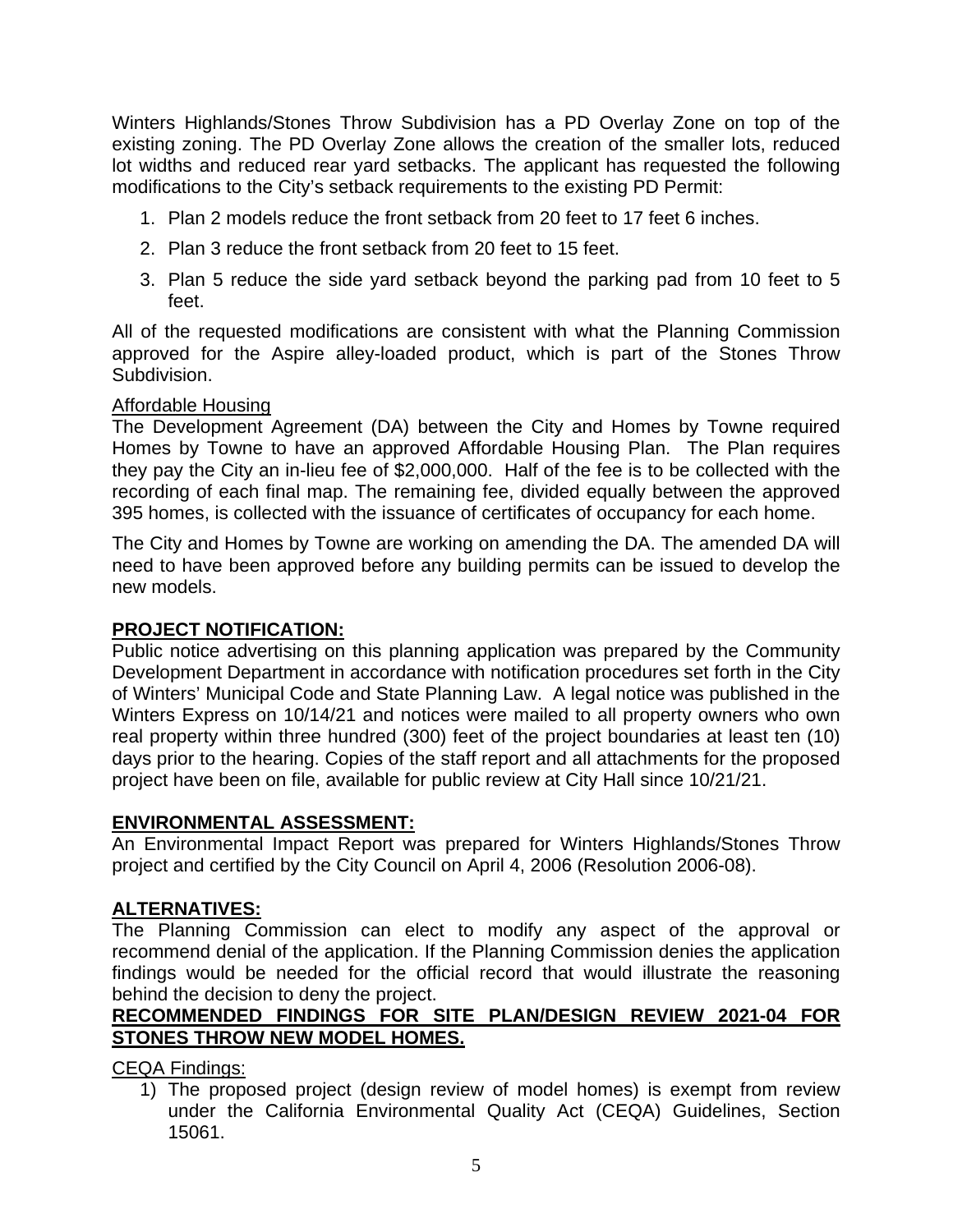Winters Highlands/Stones Throw Subdivision has a PD Overlay Zone on top of the existing zoning. The PD Overlay Zone allows the creation of the smaller lots, reduced lot widths and reduced rear yard setbacks. The applicant has requested the following modifications to the City's setback requirements to the existing PD Permit:

1. Plan 2 models reduce the front setback from 20 feet to 17 feet 6 inches.
2. Plan 3 reduce the front setback from 20 feet to 15 feet.
3. Plan 5 reduce the side yard setback beyond the parking pad from 10 feet to 5 feet.

All of the requested modifications are consistent with what the Planning Commission approved for the Aspire alley-loaded product, which is part of the Stones Throw Subdivision.

<u>Affordable Housing</u>

The Development Agreement (DA) between the City and Homes by Towne required Homes by Towne to have an approved Affordable Housing Plan. The Plan requires they pay the City an in-lieu fee of $2,000,000. Half of the fee is to be collected with the recording of each final map. The remaining fee, divided equally between the approved 395 homes, is collected with the issuance of certificates of occupancy for each home.

The City and Homes by Towne are working on amending the DA. The amended DA will need to have been approved before any building permits can be issued to develop the new models.

## **<u>PROJECT NOTIFICATION:</u>**

Public notice advertising on this planning application was prepared by the Community Development Department in accordance with notification procedures set forth in the City of Winters' Municipal Code and State Planning Law. A legal notice was published in the Winters Express on 10/14/21 and notices were mailed to all property owners who own real property within three hundred (300) feet of the project boundaries at least ten (10) days prior to the hearing. Copies of the staff report and all attachments for the proposed project have been on file, available for public review at City Hall since 10/21/21.

## **<u>ENVIRONMENTAL ASSESSMENT:</u>**

An Environmental Impact Report was prepared for Winters Highlands/Stones Throw project and certified by the City Council on April 4, 2006 (Resolution 2006-08).

## **<u>ALTERNATIVES:</u>**

The Planning Commission can elect to modify any aspect of the approval or recommend denial of the application. If the Planning Commission denies the application findings would be needed for the official record that would illustrate the reasoning behind the decision to deny the project.

## **<u>RECOMMENDED FINDINGS FOR SITE PLAN/DESIGN REVIEW 2021-04 FOR STONES THROW NEW MODEL HOMES.</u>**

<u>CEQA Findings:</u>

1) The proposed project (design review of model homes) is exempt from review under the California Environmental Quality Act (CEQA) Guidelines, Section 15061.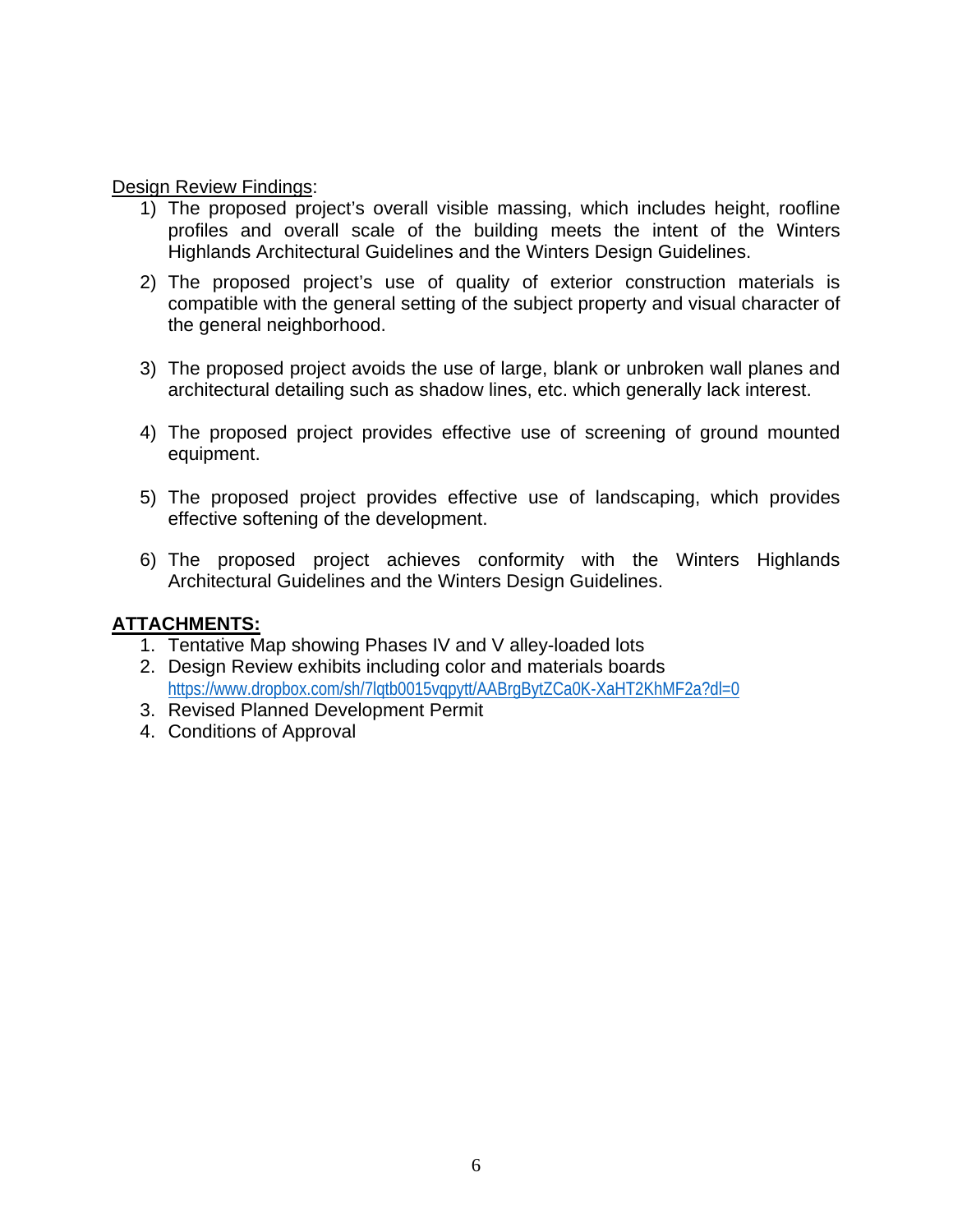Design Review Findings:

1) The proposed project's overall visible massing, which includes height, roofline profiles and overall scale of the building meets the intent of the Winters Highlands Architectural Guidelines and the Winters Design Guidelines.

2) The proposed project's use of quality of exterior construction materials is compatible with the general setting of the subject property and visual character of the general neighborhood.

3) The proposed project avoids the use of large, blank or unbroken wall planes and architectural detailing such as shadow lines, etc. which generally lack interest.

4) The proposed project provides effective use of screening of ground mounted equipment.

5) The proposed project provides effective use of landscaping, which provides effective softening of the development.

6) The proposed project achieves conformity with the Winters Highlands Architectural Guidelines and the Winters Design Guidelines.

**ATTACHMENTS:**

1. Tentative Map showing Phases IV and V alley-loaded lots
2. Design Review exhibits including color and materials boards
   https://www.dropbox.com/sh/7lqtb0015vqpytt/AABrgBytZCa0K-XaHT2KhMF2a?dl=0
3. Revised Planned Development Permit
4. Conditions of Approval